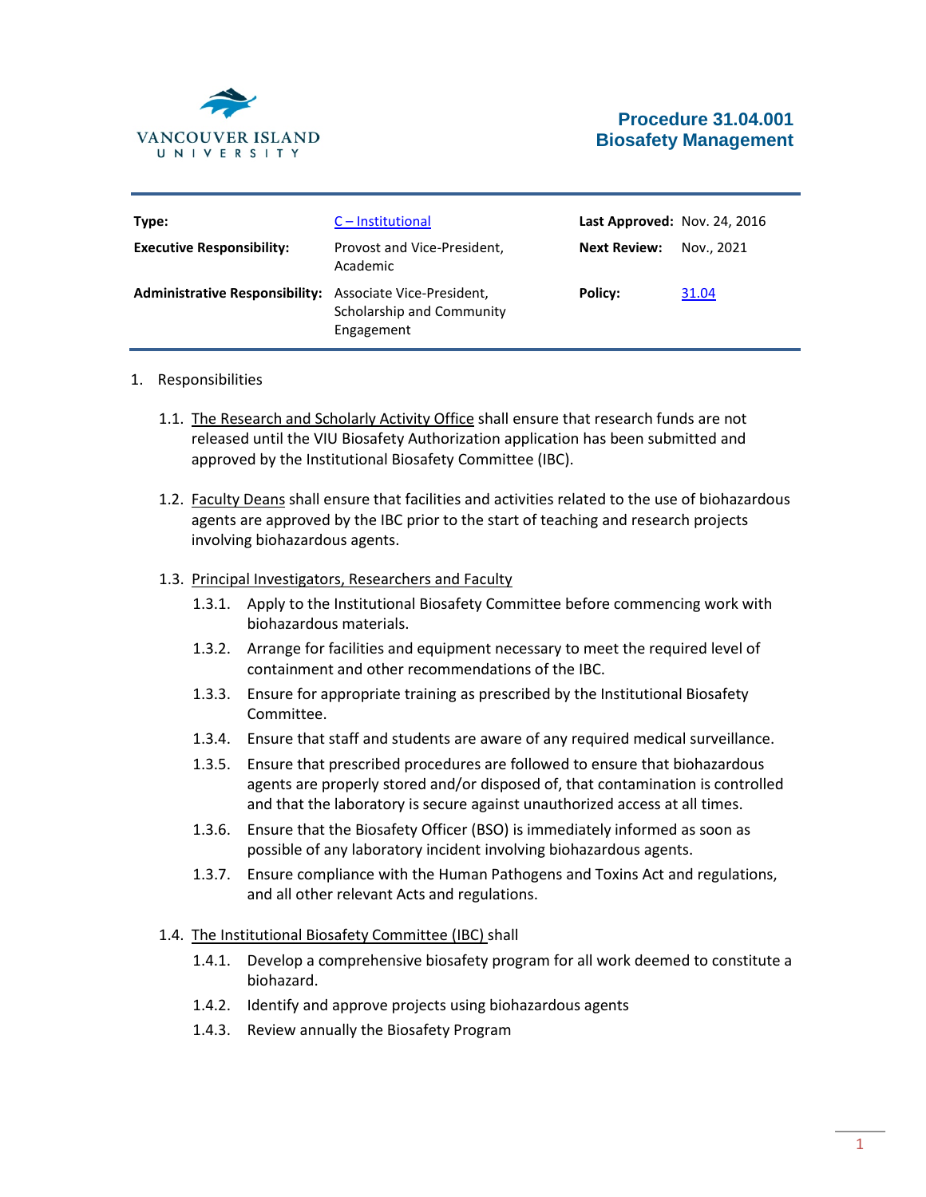# Procedure 31.04.001
# Biosafety Management

| | | | |
|---|---|---|---|
| **Type:** | C – Institutional | **Last Approved:** | Nov. 24, 2016 |
| **Executive Responsibility:** | Provost and Vice-President, Academic | **Next Review:** | Nov., 2021 |
| **Administrative Responsibility:** | Associate Vice-President, Scholarship and Community Engagement | **Policy:** | 31.04 |

1. Responsibilities

   1.1. The Research and Scholarly Activity Office shall ensure that research funds are not released until the VIU Biosafety Authorization application has been submitted and approved by the Institutional Biosafety Committee (IBC).

   1.2. Faculty Deans shall ensure that facilities and activities related to the use of biohazardous agents are approved by the IBC prior to the start of teaching and research projects involving biohazardous agents.

   1.3. Principal Investigators, Researchers and Faculty

      1.3.1. Apply to the Institutional Biosafety Committee before commencing work with biohazardous materials.

      1.3.2. Arrange for facilities and equipment necessary to meet the required level of containment and other recommendations of the IBC.

      1.3.3. Ensure for appropriate training as prescribed by the Institutional Biosafety Committee.

      1.3.4. Ensure that staff and students are aware of any required medical surveillance.

      1.3.5. Ensure that prescribed procedures are followed to ensure that biohazardous agents are properly stored and/or disposed of, that contamination is controlled and that the laboratory is secure against unauthorized access at all times.

      1.3.6. Ensure that the Biosafety Officer (BSO) is immediately informed as soon as possible of any laboratory incident involving biohazardous agents.

      1.3.7. Ensure compliance with the Human Pathogens and Toxins Act and regulations, and all other relevant Acts and regulations.

   1.4. The Institutional Biosafety Committee (IBC) shall

      1.4.1. Develop a comprehensive biosafety program for all work deemed to constitute a biohazard.

      1.4.2. Identify and approve projects using biohazardous agents

      1.4.3. Review annually the Biosafety Program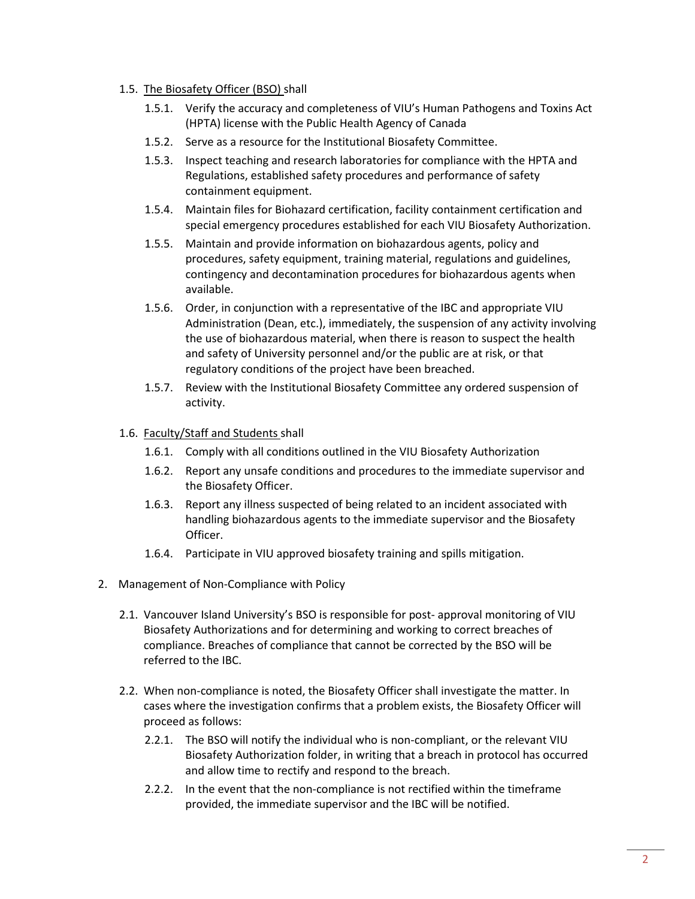1.5. The Biosafety Officer (BSO) shall

- 1.5.1. Verify the accuracy and completeness of VIU's Human Pathogens and Toxins Act (HPTA) license with the Public Health Agency of Canada
- 1.5.2. Serve as a resource for the Institutional Biosafety Committee.
- 1.5.3. Inspect teaching and research laboratories for compliance with the HPTA and Regulations, established safety procedures and performance of safety containment equipment.
- 1.5.4. Maintain files for Biohazard certification, facility containment certification and special emergency procedures established for each VIU Biosafety Authorization.
- 1.5.5. Maintain and provide information on biohazardous agents, policy and procedures, safety equipment, training material, regulations and guidelines, contingency and decontamination procedures for biohazardous agents when available.
- 1.5.6. Order, in conjunction with a representative of the IBC and appropriate VIU Administration (Dean, etc.), immediately, the suspension of any activity involving the use of biohazardous material, when there is reason to suspect the health and safety of University personnel and/or the public are at risk, or that regulatory conditions of the project have been breached.
- 1.5.7. Review with the Institutional Biosafety Committee any ordered suspension of activity.

1.6. Faculty/Staff and Students shall

- 1.6.1. Comply with all conditions outlined in the VIU Biosafety Authorization
- 1.6.2. Report any unsafe conditions and procedures to the immediate supervisor and the Biosafety Officer.
- 1.6.3. Report any illness suspected of being related to an incident associated with handling biohazardous agents to the immediate supervisor and the Biosafety Officer.
- 1.6.4. Participate in VIU approved biosafety training and spills mitigation.

2. Management of Non-Compliance with Policy

2.1. Vancouver Island University's BSO is responsible for post- approval monitoring of VIU Biosafety Authorizations and for determining and working to correct breaches of compliance. Breaches of compliance that cannot be corrected by the BSO will be referred to the IBC.

2.2. When non-compliance is noted, the Biosafety Officer shall investigate the matter. In cases where the investigation confirms that a problem exists, the Biosafety Officer will proceed as follows:

- 2.2.1. The BSO will notify the individual who is non-compliant, or the relevant VIU Biosafety Authorization folder, in writing that a breach in protocol has occurred and allow time to rectify and respond to the breach.
- 2.2.2. In the event that the non-compliance is not rectified within the timeframe provided, the immediate supervisor and the IBC will be notified.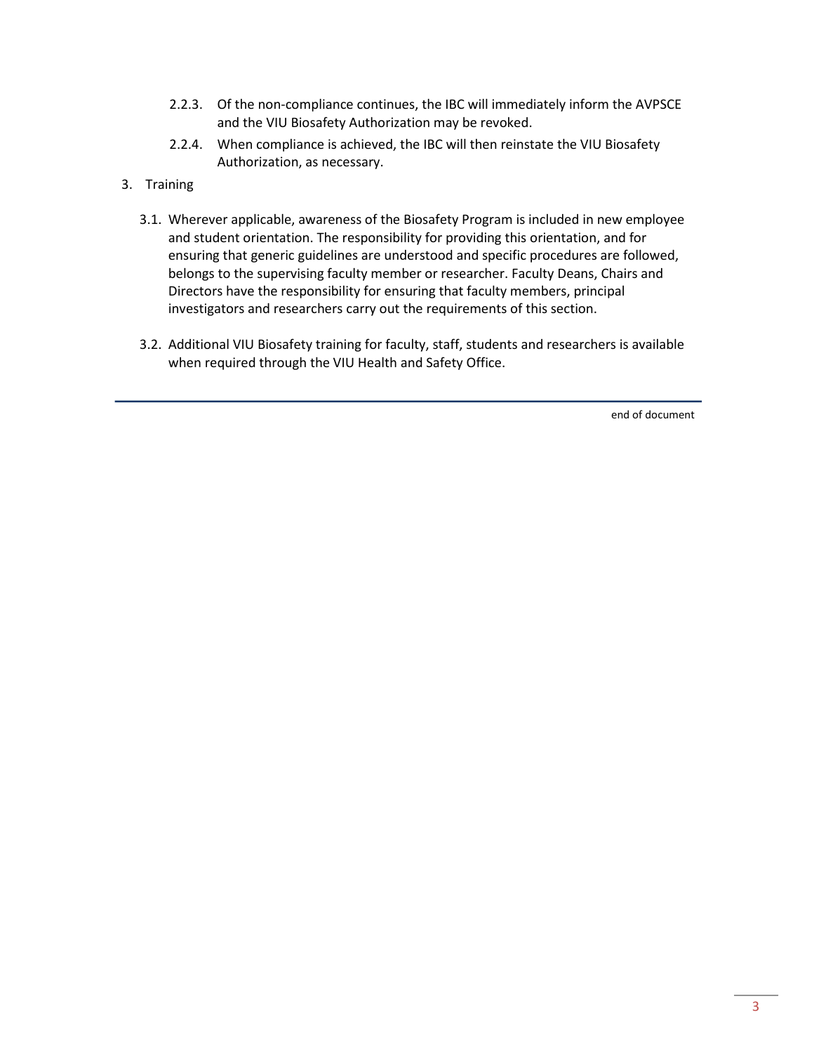2.2.3. Of the non-compliance continues, the IBC will immediately inform the AVPSCE and the VIU Biosafety Authorization may be revoked.

2.2.4. When compliance is achieved, the IBC will then reinstate the VIU Biosafety Authorization, as necessary.

3. Training

3.1. Wherever applicable, awareness of the Biosafety Program is included in new employee and student orientation. The responsibility for providing this orientation, and for ensuring that generic guidelines are understood and specific procedures are followed, belongs to the supervising faculty member or researcher. Faculty Deans, Chairs and Directors have the responsibility for ensuring that faculty members, principal investigators and researchers carry out the requirements of this section.

3.2. Additional VIU Biosafety training for faculty, staff, students and researchers is available when required through the VIU Health and Safety Office.

---

end of document